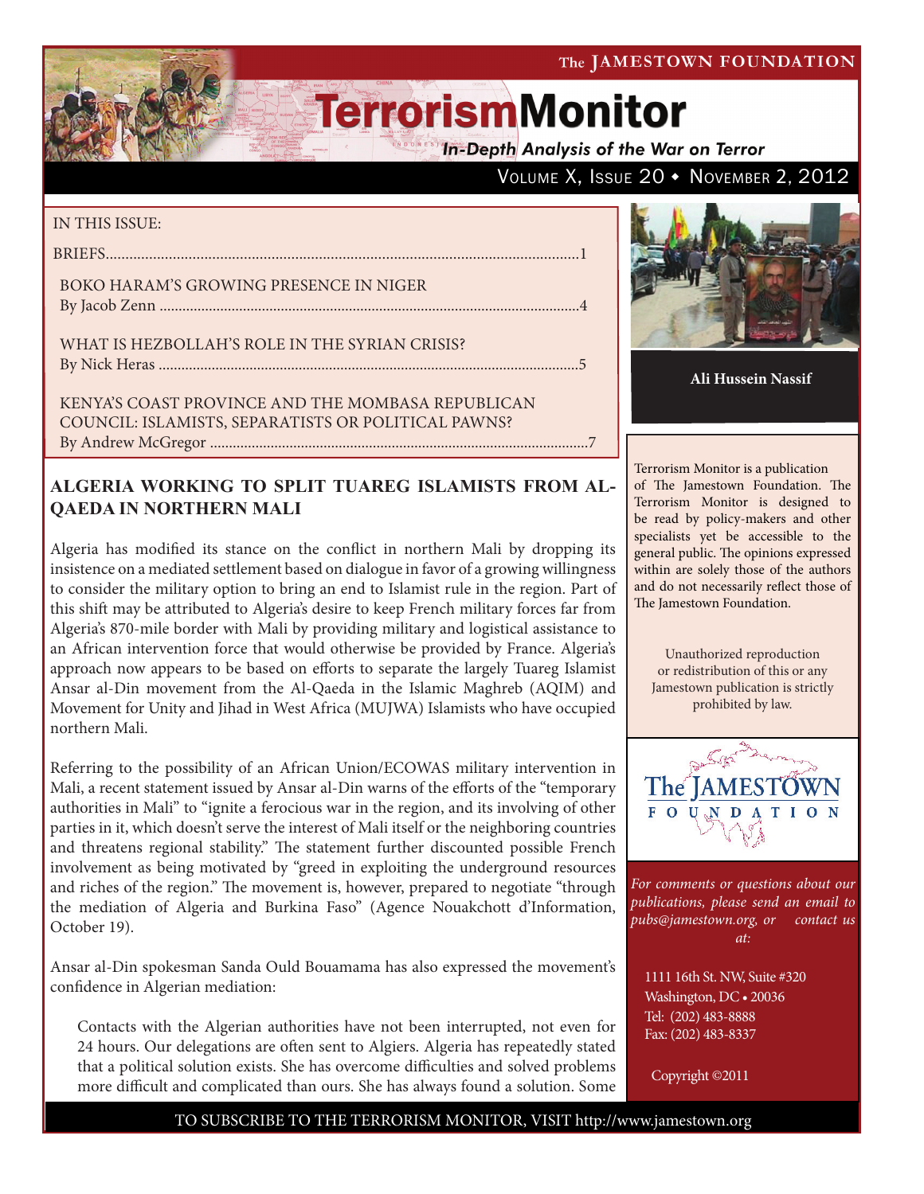# TerrorismMonitor

*In-Depth Analysis of the War on Terror*

IN THIS ISSUE:

BRIEFS.....1

BOKO HARAM'S GROWING PRESENCE IN NIGER
By Jacob Zenn.....4

WHAT IS HEZBOLLAH'S ROLE IN THE SYRIAN CRISIS?
By Nick Heras.....5

KENYA'S COAST PROVINCE AND THE MOMBASA REPUBLICAN COUNCIL: ISLAMISTS, SEPARATISTS OR POLITICAL PAWNS?
By Andrew McGregor.....7

Ali Hussein Nassif

Terrorism Monitor is a publication of The Jamestown Foundation. The Terrorism Monitor is designed to be read by policy-makers and other specialists yet be accessible to the general public. The opinions expressed within are solely those of the authors and do not necessarily reflect those of The Jamestown Foundation.

Unauthorized reproduction or redistribution of this or any Jamestown publication is strictly prohibited by law.

*For comments or questions about our publications, please send an email to pubs@jamestown.org, or contact us at:*

1111 16th St. NW, Suite #320
Washington, DC • 20036
Tel: (202) 483-8888
Fax: (202) 483-8337

Copyright ©2011

## ALGERIA WORKING TO SPLIT TUAREG ISLAMISTS FROM AL-QAEDA IN NORTHERN MALI

Algeria has modified its stance on the conflict in northern Mali by dropping its insistence on a mediated settlement based on dialogue in favor of a growing willingness to consider the military option to bring an end to Islamist rule in the region. Part of this shift may be attributed to Algeria's desire to keep French military forces far from Algeria's 870-mile border with Mali by providing military and logistical assistance to an African intervention force that would otherwise be provided by France. Algeria's approach now appears to be based on efforts to separate the largely Tuareg Islamist Ansar al-Din movement from the Al-Qaeda in the Islamic Maghreb (AQIM) and Movement for Unity and Jihad in West Africa (MUJWA) Islamists who have occupied northern Mali.

Referring to the possibility of an African Union/ECOWAS military intervention in Mali, a recent statement issued by Ansar al-Din warns of the efforts of the "temporary authorities in Mali" to "ignite a ferocious war in the region, and its involving of other parties in it, which doesn't serve the interest of Mali itself or the neighboring countries and threatens regional stability." The statement further discounted possible French involvement as being motivated by "greed in exploiting the underground resources and riches of the region." The movement is, however, prepared to negotiate "through the mediation of Algeria and Burkina Faso" (Agence Nouakchott d'Information, October 19).

Ansar al-Din spokesman Sanda Ould Bouamama has also expressed the movement's confidence in Algerian mediation:

> Contacts with the Algerian authorities have not been interrupted, not even for 24 hours. Our delegations are often sent to Algiers. Algeria has repeatedly stated that a political solution exists. She has overcome difficulties and solved problems more difficult and complicated than ours. She has always found a solution. Some

TO SUBSCRIBE TO THE TERRORISM MONITOR, VISIT http://www.jamestown.org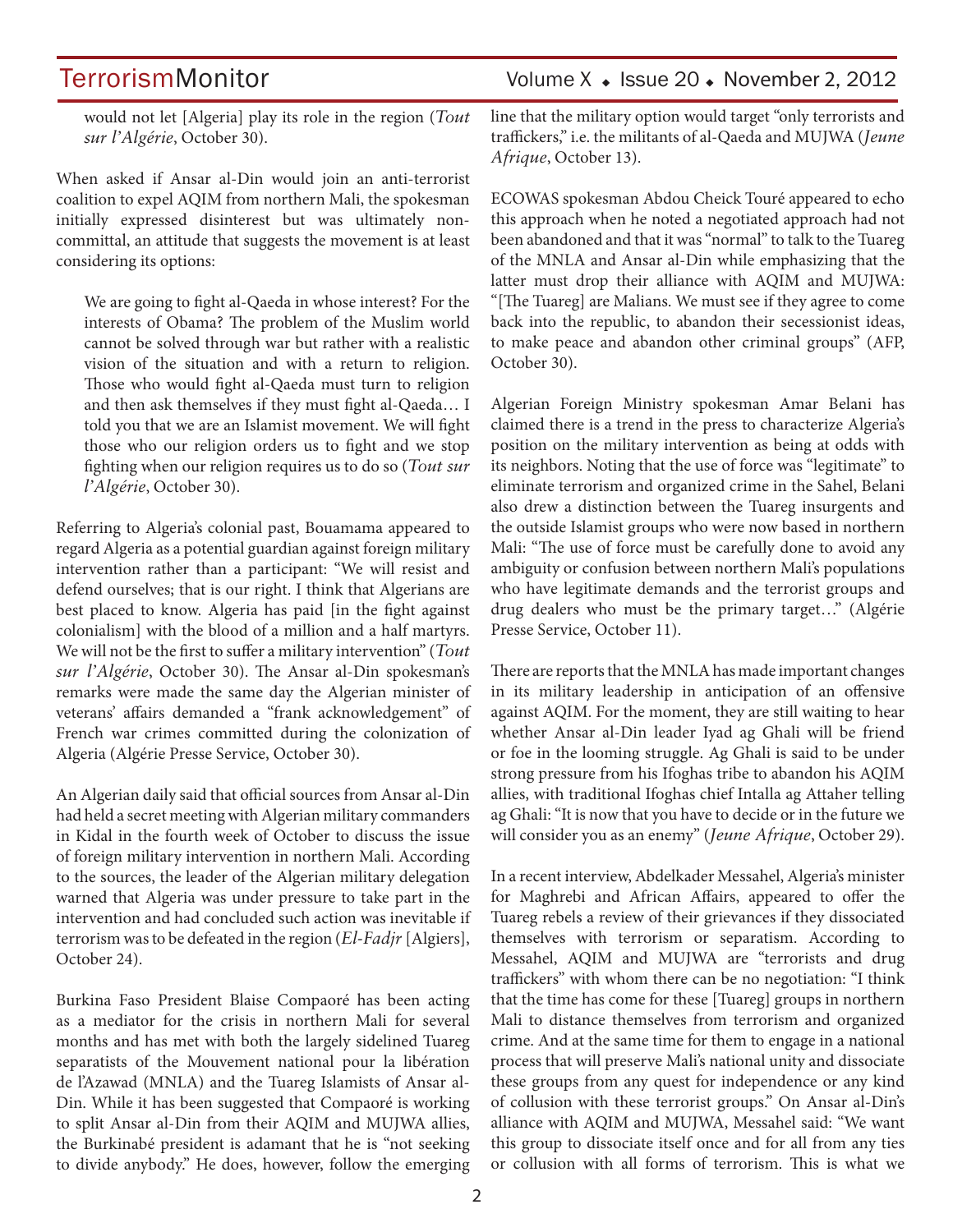would not let [Algeria] play its role in the region (*Tout sur l'Algérie*, October 30).

When asked if Ansar al-Din would join an anti-terrorist coalition to expel AQIM from northern Mali, the spokesman initially expressed disinterest but was ultimately non-committal, an attitude that suggests the movement is at least considering its options:

> We are going to fight al-Qaeda in whose interest? For the interests of Obama? The problem of the Muslim world cannot be solved through war but rather with a realistic vision of the situation and with a return to religion. Those who would fight al-Qaeda must turn to religion and then ask themselves if they must fight al-Qaeda… I told you that we are an Islamist movement. We will fight those who our religion orders us to fight and we stop fighting when our religion requires us to do so (*Tout sur l'Algérie*, October 30).

Referring to Algeria's colonial past, Bouamama appeared to regard Algeria as a potential guardian against foreign military intervention rather than a participant: "We will resist and defend ourselves; that is our right. I think that Algerians are best placed to know. Algeria has paid [in the fight against colonialism] with the blood of a million and a half martyrs. We will not be the first to suffer a military intervention" (*Tout sur l'Algérie*, October 30). The Ansar al-Din spokesman's remarks were made the same day the Algerian minister of veterans' affairs demanded a "frank acknowledgement" of French war crimes committed during the colonization of Algeria (Algérie Presse Service, October 30).

An Algerian daily said that official sources from Ansar al-Din had held a secret meeting with Algerian military commanders in Kidal in the fourth week of October to discuss the issue of foreign military intervention in northern Mali. According to the sources, the leader of the Algerian military delegation warned that Algeria was under pressure to take part in the intervention and had concluded such action was inevitable if terrorism was to be defeated in the region (*El-Fadjr* [Algiers], October 24).

Burkina Faso President Blaise Compaoré has been acting as a mediator for the crisis in northern Mali for several months and has met with both the largely sidelined Tuareg separatists of the Mouvement national pour la libération de l'Azawad (MNLA) and the Tuareg Islamists of Ansar al-Din. While it has been suggested that Compaoré is working to split Ansar al-Din from their AQIM and MUJWA allies, the Burkinabé president is adamant that he is "not seeking to divide anybody." He does, however, follow the emerging line that the military option would target "only terrorists and traffickers," i.e. the militants of al-Qaeda and MUJWA (*Jeune Afrique*, October 13).

ECOWAS spokesman Abdou Cheick Touré appeared to echo this approach when he noted a negotiated approach had not been abandoned and that it was "normal" to talk to the Tuareg of the MNLA and Ansar al-Din while emphasizing that the latter must drop their alliance with AQIM and MUJWA: "[The Tuareg] are Malians. We must see if they agree to come back into the republic, to abandon their secessionist ideas, to make peace and abandon other criminal groups" (AFP, October 30).

Algerian Foreign Ministry spokesman Amar Belani has claimed there is a trend in the press to characterize Algeria's position on the military intervention as being at odds with its neighbors. Noting that the use of force was "legitimate" to eliminate terrorism and organized crime in the Sahel, Belani also drew a distinction between the Tuareg insurgents and the outside Islamist groups who were now based in northern Mali: "The use of force must be carefully done to avoid any ambiguity or confusion between northern Mali's populations who have legitimate demands and the terrorist groups and drug dealers who must be the primary target…" (Algérie Presse Service, October 11).

There are reports that the MNLA has made important changes in its military leadership in anticipation of an offensive against AQIM. For the moment, they are still waiting to hear whether Ansar al-Din leader Iyad ag Ghali will be friend or foe in the looming struggle. Ag Ghali is said to be under strong pressure from his Ifoghas tribe to abandon his AQIM allies, with traditional Ifoghas chief Intalla ag Attaher telling ag Ghali: "It is now that you have to decide or in the future we will consider you as an enemy" (*Jeune Afrique*, October 29).

In a recent interview, Abdelkader Messahel, Algeria's minister for Maghrebi and African Affairs, appeared to offer the Tuareg rebels a review of their grievances if they dissociated themselves with terrorism or separatism. According to Messahel, AQIM and MUJWA are "terrorists and drug traffickers" with whom there can be no negotiation: "I think that the time has come for these [Tuareg] groups in northern Mali to distance themselves from terrorism and organized crime. And at the same time for them to engage in a national process that will preserve Mali's national unity and dissociate these groups from any quest for independence or any kind of collusion with these terrorist groups." On Ansar al-Din's alliance with AQIM and MUJWA, Messahel said: "We want this group to dissociate itself once and for all from any ties or collusion with all forms of terrorism. This is what we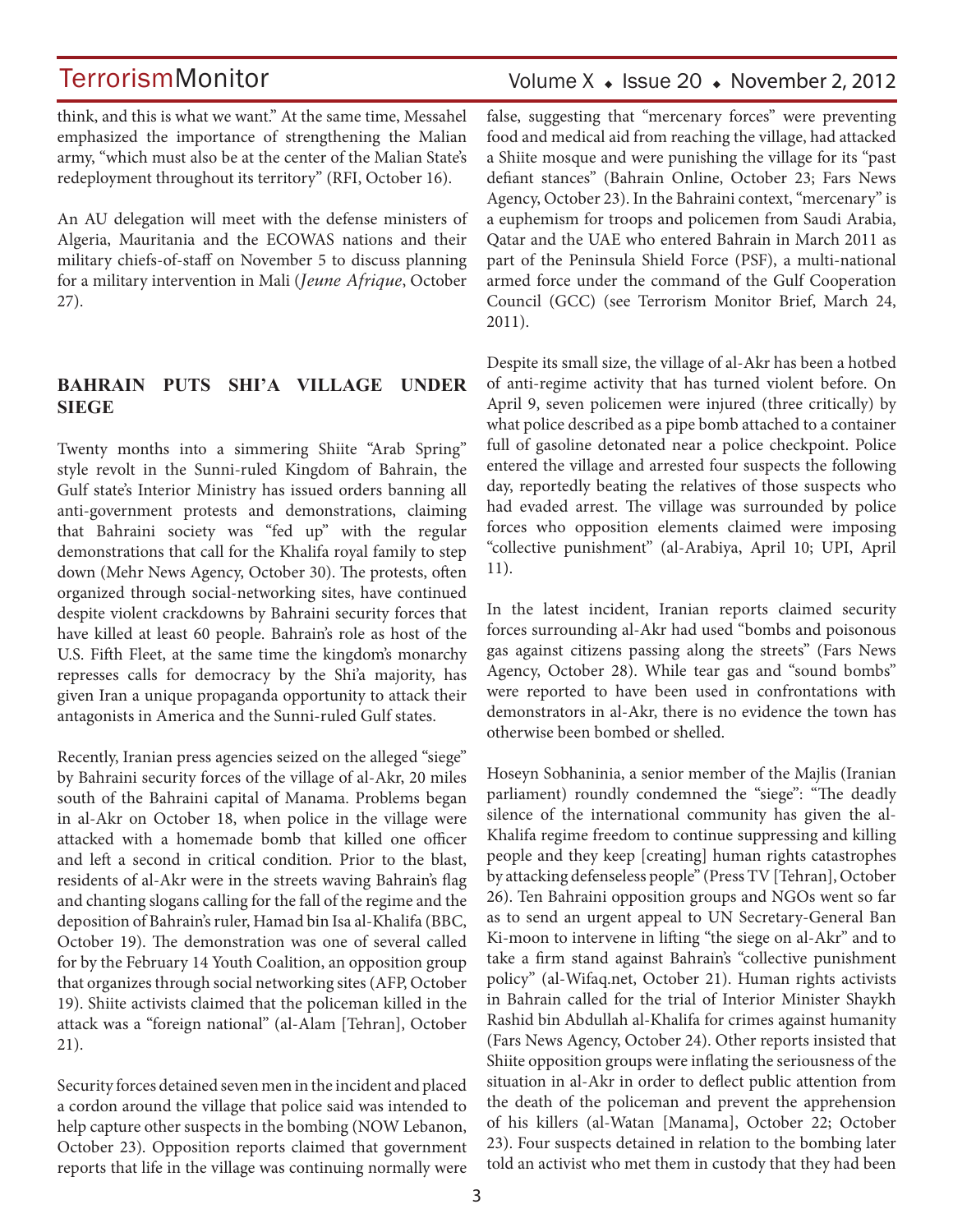think, and this is what we want." At the same time, Messahel emphasized the importance of strengthening the Malian army, "which must also be at the center of the Malian State's redeployment throughout its territory" (RFI, October 16).

An AU delegation will meet with the defense ministers of Algeria, Mauritania and the ECOWAS nations and their military chiefs-of-staff on November 5 to discuss planning for a military intervention in Mali (*Jeune Afrique*, October 27).

## BAHRAIN PUTS SHI'A VILLAGE UNDER SIEGE

Twenty months into a simmering Shiite "Arab Spring" style revolt in the Sunni-ruled Kingdom of Bahrain, the Gulf state's Interior Ministry has issued orders banning all anti-government protests and demonstrations, claiming that Bahraini society was "fed up" with the regular demonstrations that call for the Khalifa royal family to step down (Mehr News Agency, October 30). The protests, often organized through social-networking sites, have continued despite violent crackdowns by Bahraini security forces that have killed at least 60 people. Bahrain's role as host of the U.S. Fifth Fleet, at the same time the kingdom's monarchy represses calls for democracy by the Shi'a majority, has given Iran a unique propaganda opportunity to attack their antagonists in America and the Sunni-ruled Gulf states.

Recently, Iranian press agencies seized on the alleged "siege" by Bahraini security forces of the village of al-Akr, 20 miles south of the Bahraini capital of Manama. Problems began in al-Akr on October 18, when police in the village were attacked with a homemade bomb that killed one officer and left a second in critical condition. Prior to the blast, residents of al-Akr were in the streets waving Bahrain's flag and chanting slogans calling for the fall of the regime and the deposition of Bahrain's ruler, Hamad bin Isa al-Khalifa (BBC, October 19). The demonstration was one of several called for by the February 14 Youth Coalition, an opposition group that organizes through social networking sites (AFP, October 19). Shiite activists claimed that the policeman killed in the attack was a "foreign national" (al-Alam [Tehran], October 21).

Security forces detained seven men in the incident and placed a cordon around the village that police said was intended to help capture other suspects in the bombing (NOW Lebanon, October 23). Opposition reports claimed that government reports that life in the village was continuing normally were false, suggesting that "mercenary forces" were preventing food and medical aid from reaching the village, had attacked a Shiite mosque and were punishing the village for its "past defiant stances" (Bahrain Online, October 23; Fars News Agency, October 23). In the Bahraini context, "mercenary" is a euphemism for troops and policemen from Saudi Arabia, Qatar and the UAE who entered Bahrain in March 2011 as part of the Peninsula Shield Force (PSF), a multi-national armed force under the command of the Gulf Cooperation Council (GCC) (see Terrorism Monitor Brief, March 24, 2011).

Despite its small size, the village of al-Akr has been a hotbed of anti-regime activity that has turned violent before. On April 9, seven policemen were injured (three critically) by what police described as a pipe bomb attached to a container full of gasoline detonated near a police checkpoint. Police entered the village and arrested four suspects the following day, reportedly beating the relatives of those suspects who had evaded arrest. The village was surrounded by police forces who opposition elements claimed were imposing "collective punishment" (al-Arabiya, April 10; UPI, April 11).

In the latest incident, Iranian reports claimed security forces surrounding al-Akr had used "bombs and poisonous gas against citizens passing along the streets" (Fars News Agency, October 28). While tear gas and "sound bombs" were reported to have been used in confrontations with demonstrators in al-Akr, there is no evidence the town has otherwise been bombed or shelled.

Hoseyn Sobhaninia, a senior member of the Majlis (Iranian parliament) roundly condemned the "siege": "The deadly silence of the international community has given the al-Khalifa regime freedom to continue suppressing and killing people and they keep [creating] human rights catastrophes by attacking defenseless people" (Press TV [Tehran], October 26). Ten Bahraini opposition groups and NGOs went so far as to send an urgent appeal to UN Secretary-General Ban Ki-moon to intervene in lifting "the siege on al-Akr" and to take a firm stand against Bahrain's "collective punishment policy" (al-Wifaq.net, October 21). Human rights activists in Bahrain called for the trial of Interior Minister Shaykh Rashid bin Abdullah al-Khalifa for crimes against humanity (Fars News Agency, October 24). Other reports insisted that Shiite opposition groups were inflating the seriousness of the situation in al-Akr in order to deflect public attention from the death of the policeman and prevent the apprehension of his killers (al-Watan [Manama], October 22; October 23). Four suspects detained in relation to the bombing later told an activist who met them in custody that they had been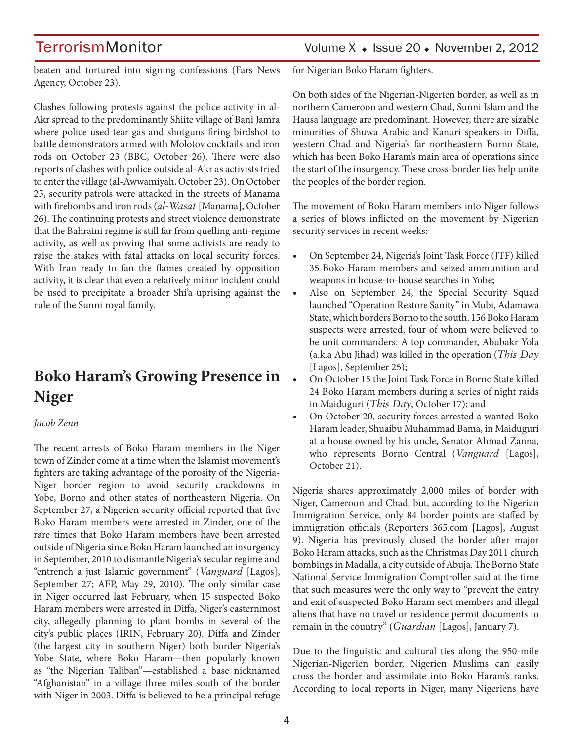beaten and tortured into signing confessions (Fars News Agency, October 23).

Clashes following protests against the police activity in al-Akr spread to the predominantly Shiite village of Bani Jamra where police used tear gas and shotguns firing birdshot to battle demonstrators armed with Molotov cocktails and iron rods on October 23 (BBC, October 26). There were also reports of clashes with police outside al-Akr as activists tried to enter the village (al-Awwamiyah, October 23). On October 25, security patrols were attacked in the streets of Manama with firebombs and iron rods (*al-Wasat* [Manama], October 26). The continuing protests and street violence demonstrate that the Bahraini regime is still far from quelling anti-regime activity, as well as proving that some activists are ready to raise the stakes with fatal attacks on local security forces. With Iran ready to fan the flames created by opposition activity, it is clear that even a relatively minor incident could be used to precipitate a broader Shi'a uprising against the rule of the Sunni royal family.

# Boko Haram's Growing Presence in Niger

*Jacob Zenn*

The recent arrests of Boko Haram members in the Niger town of Zinder come at a time when the Islamist movement's fighters are taking advantage of the porosity of the Nigeria-Niger border region to avoid security crackdowns in Yobe, Borno and other states of northeastern Nigeria. On September 27, a Nigerien security official reported that five Boko Haram members were arrested in Zinder, one of the rare times that Boko Haram members have been arrested outside of Nigeria since Boko Haram launched an insurgency in September, 2010 to dismantle Nigeria's secular regime and "entrench a just Islamic government" (*Vanguard* [Lagos], September 27; AFP, May 29, 2010). The only similar case in Niger occurred last February, when 15 suspected Boko Haram members were arrested in Diffa, Niger's easternmost city, allegedly planning to plant bombs in several of the city's public places (IRIN, February 20). Diffa and Zinder (the largest city in southern Niger) both border Nigeria's Yobe State, where Boko Haram—then popularly known as "the Nigerian Taliban"—established a base nicknamed "Afghanistan" in a village three miles south of the border with Niger in 2003. Diffa is believed to be a principal refuge for Nigerian Boko Haram fighters.

On both sides of the Nigerian-Nigerien border, as well as in northern Cameroon and western Chad, Sunni Islam and the Hausa language are predominant. However, there are sizable minorities of Shuwa Arabic and Kanuri speakers in Diffa, western Chad and Nigeria's far northeastern Borno State, which has been Boko Haram's main area of operations since the start of the insurgency. These cross-border ties help unite the peoples of the border region.

The movement of Boko Haram members into Niger follows a series of blows inflicted on the movement by Nigerian security services in recent weeks:

- On September 24, Nigeria's Joint Task Force (JTF) killed 35 Boko Haram members and seized ammunition and weapons in house-to-house searches in Yobe;
- Also on September 24, the Special Security Squad launched "Operation Restore Sanity" in Mubi, Adamawa State, which borders Borno to the south. 156 Boko Haram suspects were arrested, four of whom were believed to be unit commanders. A top commander, Abubakr Yola (a.k.a Abu Jihad) was killed in the operation (*This Day* [Lagos], September 25);
- On October 15 the Joint Task Force in Borno State killed 24 Boko Haram members during a series of night raids in Maiduguri (*This Day*, October 17); and
- On October 20, security forces arrested a wanted Boko Haram leader, Shuaibu Muhammad Bama, in Maiduguri at a house owned by his uncle, Senator Ahmad Zanna, who represents Borno Central (*Vanguard* [Lagos], October 21).

Nigeria shares approximately 2,000 miles of border with Niger, Cameroon and Chad, but, according to the Nigerian Immigration Service, only 84 border points are staffed by immigration officials (Reporters 365.com [Lagos], August 9). Nigeria has previously closed the border after major Boko Haram attacks, such as the Christmas Day 2011 church bombings in Madalla, a city outside of Abuja. The Borno State National Service Immigration Comptroller said at the time that such measures were the only way to "prevent the entry and exit of suspected Boko Haram sect members and illegal aliens that have no travel or residence permit documents to remain in the country" (*Guardian* [Lagos], January 7).

Due to the linguistic and cultural ties along the 950-mile Nigerian-Nigerien border, Nigerien Muslims can easily cross the border and assimilate into Boko Haram's ranks. According to local reports in Niger, many Nigeriens have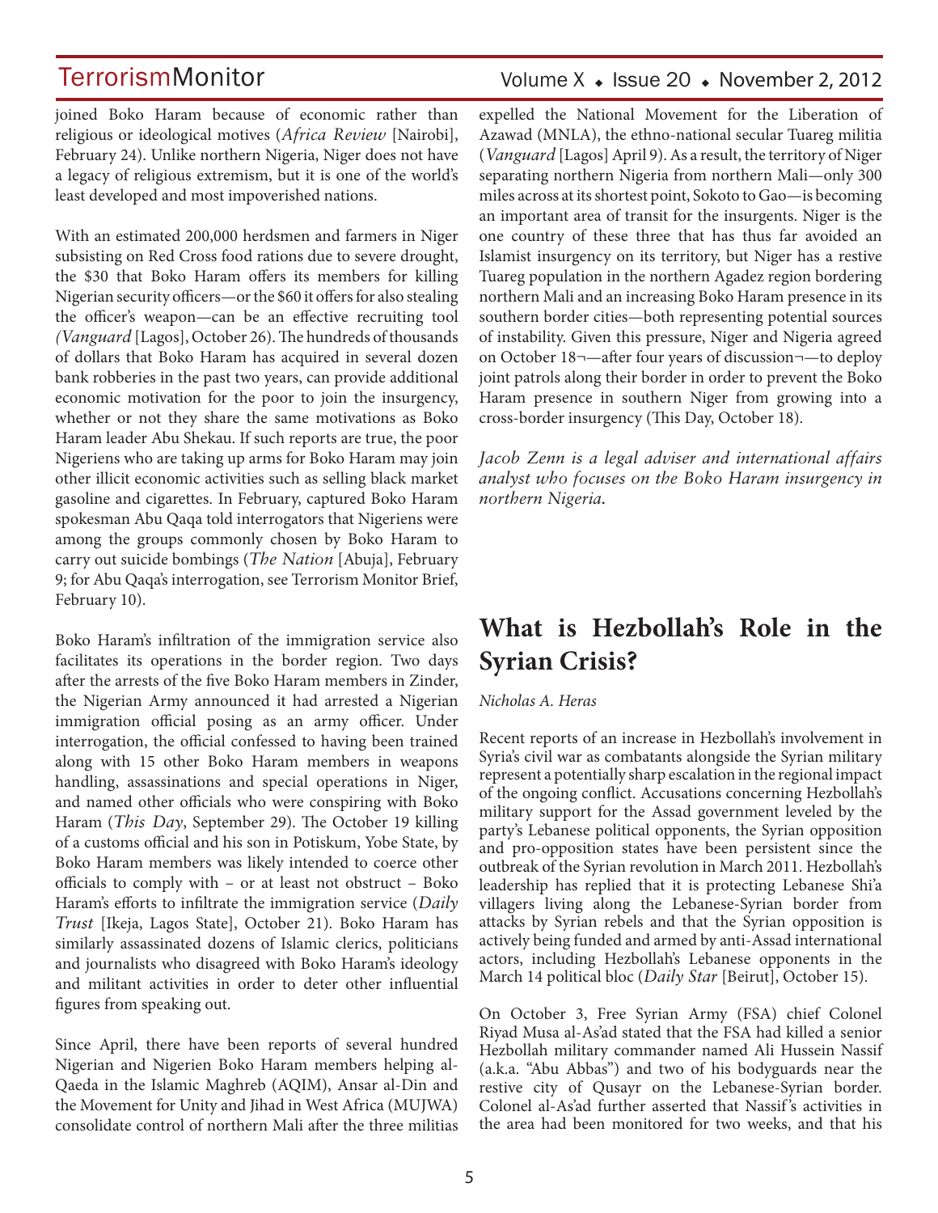joined Boko Haram because of economic rather than religious or ideological motives (*Africa Review* [Nairobi], February 24). Unlike northern Nigeria, Niger does not have a legacy of religious extremism, but it is one of the world's least developed and most impoverished nations.

With an estimated 200,000 herdsmen and farmers in Niger subsisting on Red Cross food rations due to severe drought, the $30 that Boko Haram offers its members for killing Nigerian security officers—or the $60 it offers for also stealing the officer's weapon—can be an effective recruiting tool (*Vanguard* [Lagos], October 26). The hundreds of thousands of dollars that Boko Haram has acquired in several dozen bank robberies in the past two years, can provide additional economic motivation for the poor to join the insurgency, whether or not they share the same motivations as Boko Haram leader Abu Shekau. If such reports are true, the poor Nigeriens who are taking up arms for Boko Haram may join other illicit economic activities such as selling black market gasoline and cigarettes. In February, captured Boko Haram spokesman Abu Qaqa told interrogators that Nigeriens were among the groups commonly chosen by Boko Haram to carry out suicide bombings (*The Nation* [Abuja], February 9; for Abu Qaqa's interrogation, see Terrorism Monitor Brief, February 10).

Boko Haram's infiltration of the immigration service also facilitates its operations in the border region. Two days after the arrests of the five Boko Haram members in Zinder, the Nigerian Army announced it had arrested a Nigerian immigration official posing as an army officer. Under interrogation, the official confessed to having been trained along with 15 other Boko Haram members in weapons handling, assassinations and special operations in Niger, and named other officials who were conspiring with Boko Haram (*This Day*, September 29). The October 19 killing of a customs official and his son in Potiskum, Yobe State, by Boko Haram members was likely intended to coerce other officials to comply with – or at least not obstruct – Boko Haram's efforts to infiltrate the immigration service (*Daily Trust* [Ikeja, Lagos State], October 21). Boko Haram has similarly assassinated dozens of Islamic clerics, politicians and journalists who disagreed with Boko Haram's ideology and militant activities in order to deter other influential figures from speaking out.

Since April, there have been reports of several hundred Nigerian and Nigerien Boko Haram members helping al-Qaeda in the Islamic Maghreb (AQIM), Ansar al-Din and the Movement for Unity and Jihad in West Africa (MUJWA) consolidate control of northern Mali after the three militias expelled the National Movement for the Liberation of Azawad (MNLA), the ethno-national secular Tuareg militia (*Vanguard* [Lagos] April 9). As a result, the territory of Niger separating northern Nigeria from northern Mali—only 300 miles across at its shortest point, Sokoto to Gao—is becoming an important area of transit for the insurgents. Niger is the one country of these three that has thus far avoided an Islamist insurgency on its territory, but Niger has a restive Tuareg population in the northern Agadez region bordering northern Mali and an increasing Boko Haram presence in its southern border cities—both representing potential sources of instability. Given this pressure, Niger and Nigeria agreed on October 18¬—after four years of discussion¬—to deploy joint patrols along their border in order to prevent the Boko Haram presence in southern Niger from growing into a cross-border insurgency (This Day, October 18).

*Jacob Zenn is a legal adviser and international affairs analyst who focuses on the Boko Haram insurgency in northern Nigeria.*

## What is Hezbollah's Role in the Syrian Crisis?

*Nicholas A. Heras*

Recent reports of an increase in Hezbollah's involvement in Syria's civil war as combatants alongside the Syrian military represent a potentially sharp escalation in the regional impact of the ongoing conflict. Accusations concerning Hezbollah's military support for the Assad government leveled by the party's Lebanese political opponents, the Syrian opposition and pro-opposition states have been persistent since the outbreak of the Syrian revolution in March 2011. Hezbollah's leadership has replied that it is protecting Lebanese Shi'a villagers living along the Lebanese-Syrian border from attacks by Syrian rebels and that the Syrian opposition is actively being funded and armed by anti-Assad international actors, including Hezbollah's Lebanese opponents in the March 14 political bloc (*Daily Star* [Beirut], October 15).

On October 3, Free Syrian Army (FSA) chief Colonel Riyad Musa al-As'ad stated that the FSA had killed a senior Hezbollah military commander named Ali Hussein Nassif (a.k.a. "Abu Abbas") and two of his bodyguards near the restive city of Qusayr on the Lebanese-Syrian border. Colonel al-As'ad further asserted that Nassif's activities in the area had been monitored for two weeks, and that his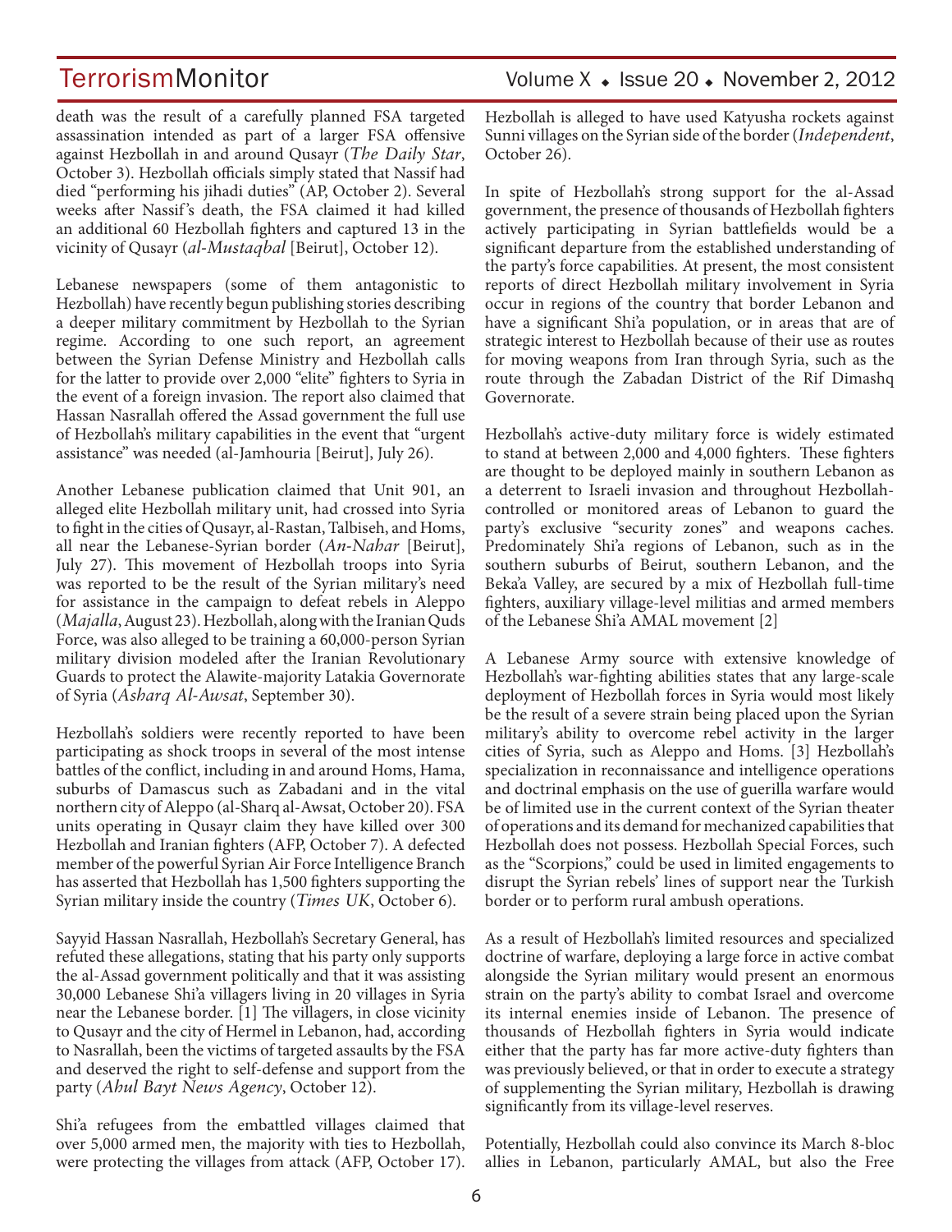death was the result of a carefully planned FSA targeted assassination intended as part of a larger FSA offensive against Hezbollah in and around Qusayr (*The Daily Star*, October 3). Hezbollah officials simply stated that Nassif had died "performing his jihadi duties" (AP, October 2). Several weeks after Nassif's death, the FSA claimed it had killed an additional 60 Hezbollah fighters and captured 13 in the vicinity of Qusayr (*al-Mustaqbal* [Beirut], October 12).

Lebanese newspapers (some of them antagonistic to Hezbollah) have recently begun publishing stories describing a deeper military commitment by Hezbollah to the Syrian regime. According to one such report, an agreement between the Syrian Defense Ministry and Hezbollah calls for the latter to provide over 2,000 "elite" fighters to Syria in the event of a foreign invasion. The report also claimed that Hassan Nasrallah offered the Assad government the full use of Hezbollah's military capabilities in the event that "urgent assistance" was needed (al-Jamhouria [Beirut], July 26).

Another Lebanese publication claimed that Unit 901, an alleged elite Hezbollah military unit, had crossed into Syria to fight in the cities of Qusayr, al-Rastan, Talbiseh, and Homs, all near the Lebanese-Syrian border (*An-Nahar* [Beirut], July 27). This movement of Hezbollah troops into Syria was reported to be the result of the Syrian military's need for assistance in the campaign to defeat rebels in Aleppo (*Majalla*, August 23). Hezbollah, along with the Iranian Quds Force, was also alleged to be training a 60,000-person Syrian military division modeled after the Iranian Revolutionary Guards to protect the Alawite-majority Latakia Governorate of Syria (*Asharq Al-Awsat*, September 30).

Hezbollah's soldiers were recently reported to have been participating as shock troops in several of the most intense battles of the conflict, including in and around Homs, Hama, suburbs of Damascus such as Zabadani and in the vital northern city of Aleppo (al-Sharq al-Awsat, October 20). FSA units operating in Qusayr claim they have killed over 300 Hezbollah and Iranian fighters (AFP, October 7). A defected member of the powerful Syrian Air Force Intelligence Branch has asserted that Hezbollah has 1,500 fighters supporting the Syrian military inside the country (*Times UK*, October 6).

Sayyid Hassan Nasrallah, Hezbollah's Secretary General, has refuted these allegations, stating that his party only supports the al-Assad government politically and that it was assisting 30,000 Lebanese Shi'a villagers living in 20 villages in Syria near the Lebanese border. [1] The villagers, in close vicinity to Qusayr and the city of Hermel in Lebanon, had, according to Nasrallah, been the victims of targeted assaults by the FSA and deserved the right to self-defense and support from the party (*Ahul Bayt News Agency*, October 12).

Shi'a refugees from the embattled villages claimed that over 5,000 armed men, the majority with ties to Hezbollah, were protecting the villages from attack (AFP, October 17). Hezbollah is alleged to have used Katyusha rockets against Sunni villages on the Syrian side of the border (*Independent*, October 26).

In spite of Hezbollah's strong support for the al-Assad government, the presence of thousands of Hezbollah fighters actively participating in Syrian battlefields would be a significant departure from the established understanding of the party's force capabilities. At present, the most consistent reports of direct Hezbollah military involvement in Syria occur in regions of the country that border Lebanon and have a significant Shi'a population, or in areas that are of strategic interest to Hezbollah because of their use as routes for moving weapons from Iran through Syria, such as the route through the Zabadan District of the Rif Dimashq Governorate.

Hezbollah's active-duty military force is widely estimated to stand at between 2,000 and 4,000 fighters. These fighters are thought to be deployed mainly in southern Lebanon as a deterrent to Israeli invasion and throughout Hezbollah-controlled or monitored areas of Lebanon to guard the party's exclusive "security zones" and weapons caches. Predominately Shi'a regions of Lebanon, such as in the southern suburbs of Beirut, southern Lebanon, and the Beka'a Valley, are secured by a mix of Hezbollah full-time fighters, auxiliary village-level militias and armed members of the Lebanese Shi'a AMAL movement [2]

A Lebanese Army source with extensive knowledge of Hezbollah's war-fighting abilities states that any large-scale deployment of Hezbollah forces in Syria would most likely be the result of a severe strain being placed upon the Syrian military's ability to overcome rebel activity in the larger cities of Syria, such as Aleppo and Homs. [3] Hezbollah's specialization in reconnaissance and intelligence operations and doctrinal emphasis on the use of guerilla warfare would be of limited use in the current context of the Syrian theater of operations and its demand for mechanized capabilities that Hezbollah does not possess. Hezbollah Special Forces, such as the "Scorpions," could be used in limited engagements to disrupt the Syrian rebels' lines of support near the Turkish border or to perform rural ambush operations.

As a result of Hezbollah's limited resources and specialized doctrine of warfare, deploying a large force in active combat alongside the Syrian military would present an enormous strain on the party's ability to combat Israel and overcome its internal enemies inside of Lebanon. The presence of thousands of Hezbollah fighters in Syria would indicate either that the party has far more active-duty fighters than was previously believed, or that in order to execute a strategy of supplementing the Syrian military, Hezbollah is drawing significantly from its village-level reserves.

Potentially, Hezbollah could also convince its March 8-bloc allies in Lebanon, particularly AMAL, but also the Free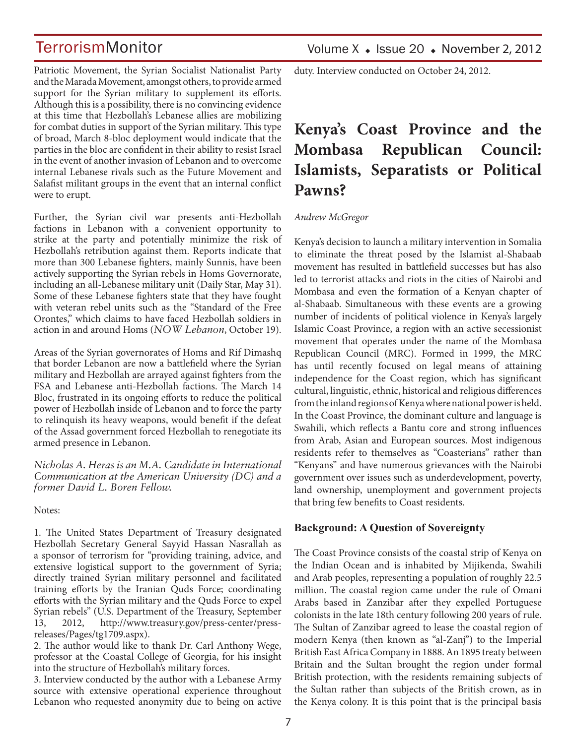Patriotic Movement, the Syrian Socialist Nationalist Party and the Marada Movement, amongst others, to provide armed support for the Syrian military to supplement its efforts. Although this is a possibility, there is no convincing evidence at this time that Hezbollah's Lebanese allies are mobilizing for combat duties in support of the Syrian military. This type of broad, March 8-bloc deployment would indicate that the parties in the bloc are confident in their ability to resist Israel in the event of another invasion of Lebanon and to overcome internal Lebanese rivals such as the Future Movement and Salafist militant groups in the event that an internal conflict were to erupt.

Further, the Syrian civil war presents anti-Hezbollah factions in Lebanon with a convenient opportunity to strike at the party and potentially minimize the risk of Hezbollah's retribution against them. Reports indicate that more than 300 Lebanese fighters, mainly Sunnis, have been actively supporting the Syrian rebels in Homs Governorate, including an all-Lebanese military unit (Daily Star, May 31). Some of these Lebanese fighters state that they have fought with veteran rebel units such as the "Standard of the Free Orontes," which claims to have faced Hezbollah soldiers in action in and around Homs (*NOW Lebanon*, October 19).

Areas of the Syrian governorates of Homs and Rif Dimashq that border Lebanon are now a battlefield where the Syrian military and Hezbollah are arrayed against fighters from the FSA and Lebanese anti-Hezbollah factions. The March 14 Bloc, frustrated in its ongoing efforts to reduce the political power of Hezbollah inside of Lebanon and to force the party to relinquish its heavy weapons, would benefit if the defeat of the Assad government forced Hezbollah to renegotiate its armed presence in Lebanon.

*Nicholas A. Heras is an M.A. Candidate in International Communication at the American University (DC) and a former David L. Boren Fellow.*

Notes:

1. The United States Department of Treasury designated Hezbollah Secretary General Sayyid Hassan Nasrallah as a sponsor of terrorism for "providing training, advice, and extensive logistical support to the government of Syria; directly trained Syrian military personnel and facilitated training efforts by the Iranian Quds Force; coordinating efforts with the Syrian military and the Quds Force to expel Syrian rebels" (U.S. Department of the Treasury, September 13, 2012, http://www.treasury.gov/press-center/press-releases/Pages/tg1709.aspx).
2. The author would like to thank Dr. Carl Anthony Wege, professor at the Coastal College of Georgia, for his insight into the structure of Hezbollah's military forces.
3. Interview conducted by the author with a Lebanese Army source with extensive operational experience throughout Lebanon who requested anonymity due to being on active duty. Interview conducted on October 24, 2012.

# Kenya's Coast Province and the Mombasa Republican Council: Islamists, Separatists or Political Pawns?

*Andrew McGregor*

Kenya's decision to launch a military intervention in Somalia to eliminate the threat posed by the Islamist al-Shabaab movement has resulted in battlefield successes but has also led to terrorist attacks and riots in the cities of Nairobi and Mombasa and even the formation of a Kenyan chapter of al-Shabaab. Simultaneous with these events are a growing number of incidents of political violence in Kenya's largely Islamic Coast Province, a region with an active secessionist movement that operates under the name of the Mombasa Republican Council (MRC). Formed in 1999, the MRC has until recently focused on legal means of attaining independence for the Coast region, which has significant cultural, linguistic, ethnic, historical and religious differences from the inland regions of Kenya where national power is held. In the Coast Province, the dominant culture and language is Swahili, which reflects a Bantu core and strong influences from Arab, Asian and European sources. Most indigenous residents refer to themselves as "Coasterians" rather than "Kenyans" and have numerous grievances with the Nairobi government over issues such as underdevelopment, poverty, land ownership, unemployment and government projects that bring few benefits to Coast residents.

## Background: A Question of Sovereignty

The Coast Province consists of the coastal strip of Kenya on the Indian Ocean and is inhabited by Mijikenda, Swahili and Arab peoples, representing a population of roughly 22.5 million. The coastal region came under the rule of Omani Arabs based in Zanzibar after they expelled Portuguese colonists in the late 18th century following 200 years of rule. The Sultan of Zanzibar agreed to lease the coastal region of modern Kenya (then known as "al-Zanj") to the Imperial British East Africa Company in 1888. An 1895 treaty between Britain and the Sultan brought the region under formal British protection, with the residents remaining subjects of the Sultan rather than subjects of the British crown, as in the Kenya colony. It is this point that is the principal basis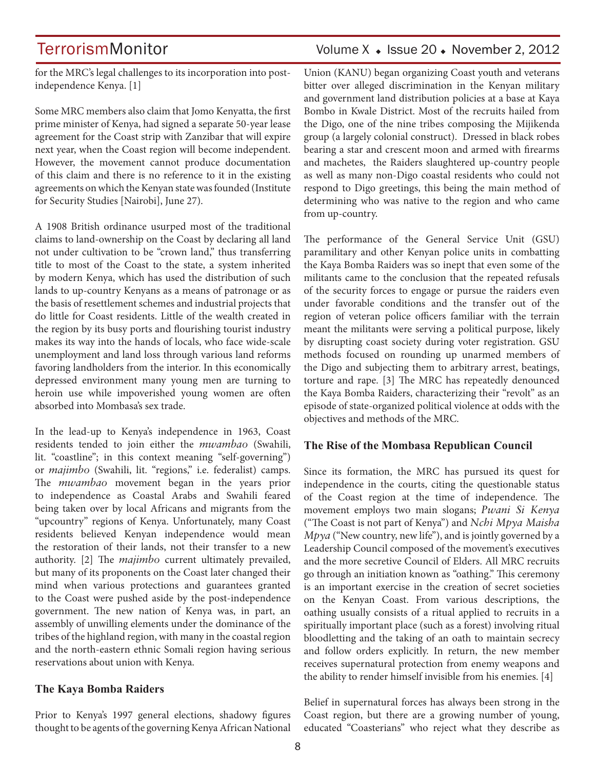for the MRC's legal challenges to its incorporation into post-independence Kenya. [1]

Some MRC members also claim that Jomo Kenyatta, the first prime minister of Kenya, had signed a separate 50-year lease agreement for the Coast strip with Zanzibar that will expire next year, when the Coast region will become independent. However, the movement cannot produce documentation of this claim and there is no reference to it in the existing agreements on which the Kenyan state was founded (Institute for Security Studies [Nairobi], June 27).

A 1908 British ordinance usurped most of the traditional claims to land-ownership on the Coast by declaring all land not under cultivation to be "crown land," thus transferring title to most of the Coast to the state, a system inherited by modern Kenya, which has used the distribution of such lands to up-country Kenyans as a means of patronage or as the basis of resettlement schemes and industrial projects that do little for Coast residents. Little of the wealth created in the region by its busy ports and flourishing tourist industry makes its way into the hands of locals, who face wide-scale unemployment and land loss through various land reforms favoring landholders from the interior. In this economically depressed environment many young men are turning to heroin use while impoverished young women are often absorbed into Mombasa's sex trade.

In the lead-up to Kenya's independence in 1963, Coast residents tended to join either the *mwambao* (Swahili, lit. "coastline"; in this context meaning "self-governing") or *majimbo* (Swahili, lit. "regions," i.e. federalist) camps. The *mwambao* movement began in the years prior to independence as Coastal Arabs and Swahili feared being taken over by local Africans and migrants from the "upcountry" regions of Kenya. Unfortunately, many Coast residents believed Kenyan independence would mean the restoration of their lands, not their transfer to a new authority. [2] The *majimbo* current ultimately prevailed, but many of its proponents on the Coast later changed their mind when various protections and guarantees granted to the Coast were pushed aside by the post-independence government. The new nation of Kenya was, in part, an assembly of unwilling elements under the dominance of the tribes of the highland region, with many in the coastal region and the north-eastern ethnic Somali region having serious reservations about union with Kenya.

### The Kaya Bomba Raiders

Prior to Kenya's 1997 general elections, shadowy figures thought to be agents of the governing Kenya African National Union (KANU) began organizing Coast youth and veterans bitter over alleged discrimination in the Kenyan military and government land distribution policies at a base at Kaya Bombo in Kwale District. Most of the recruits hailed from the Digo, one of the nine tribes composing the Mijikenda group (a largely colonial construct). Dressed in black robes bearing a star and crescent moon and armed with firearms and machetes, the Raiders slaughtered up-country people as well as many non-Digo coastal residents who could not respond to Digo greetings, this being the main method of determining who was native to the region and who came from up-country.

The performance of the General Service Unit (GSU) paramilitary and other Kenyan police units in combatting the Kaya Bomba Raiders was so inept that even some of the militants came to the conclusion that the repeated refusals of the security forces to engage or pursue the raiders even under favorable conditions and the transfer out of the region of veteran police officers familiar with the terrain meant the militants were serving a political purpose, likely by disrupting coast society during voter registration. GSU methods focused on rounding up unarmed members of the Digo and subjecting them to arbitrary arrest, beatings, torture and rape. [3] The MRC has repeatedly denounced the Kaya Bomba Raiders, characterizing their "revolt" as an episode of state-organized political violence at odds with the objectives and methods of the MRC.

### The Rise of the Mombasa Republican Council

Since its formation, the MRC has pursued its quest for independence in the courts, citing the questionable status of the Coast region at the time of independence. The movement employs two main slogans; *Pwani Si Kenya* ("The Coast is not part of Kenya") and *Nchi Mpya Maisha Mpya* ("New country, new life"), and is jointly governed by a Leadership Council composed of the movement's executives and the more secretive Council of Elders. All MRC recruits go through an initiation known as "oathing." This ceremony is an important exercise in the creation of secret societies on the Kenyan Coast. From various descriptions, the oathing usually consists of a ritual applied to recruits in a spiritually important place (such as a forest) involving ritual bloodletting and the taking of an oath to maintain secrecy and follow orders explicitly. In return, the new member receives supernatural protection from enemy weapons and the ability to render himself invisible from his enemies. [4]

Belief in supernatural forces has always been strong in the Coast region, but there are a growing number of young, educated "Coasterians" who reject what they describe as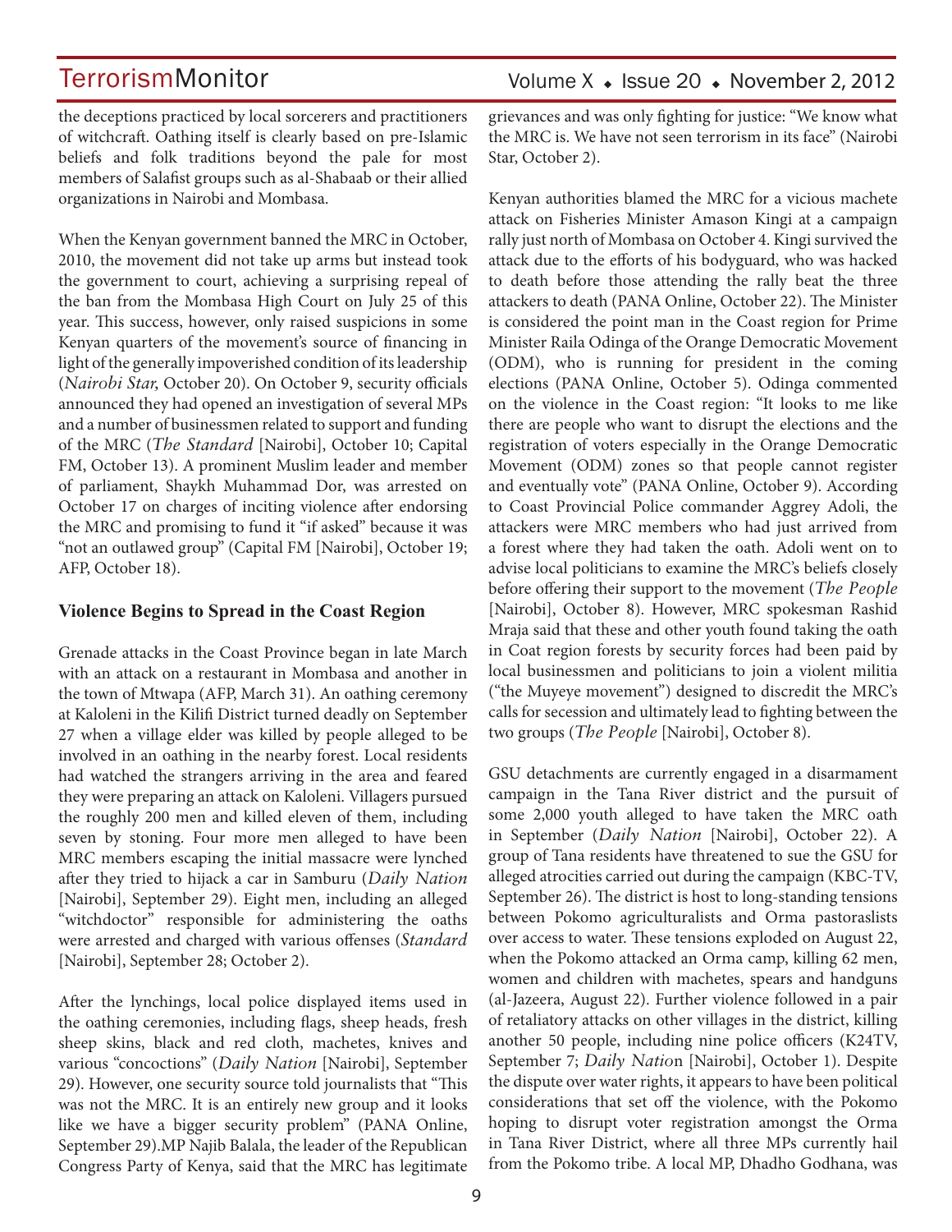the deceptions practiced by local sorcerers and practitioners of witchcraft. Oathing itself is clearly based on pre-Islamic beliefs and folk traditions beyond the pale for most members of Salafist groups such as al-Shabaab or their allied organizations in Nairobi and Mombasa.

When the Kenyan government banned the MRC in October, 2010, the movement did not take up arms but instead took the government to court, achieving a surprising repeal of the ban from the Mombasa High Court on July 25 of this year. This success, however, only raised suspicions in some Kenyan quarters of the movement's source of financing in light of the generally impoverished condition of its leadership (*Nairobi Star*, October 20). On October 9, security officials announced they had opened an investigation of several MPs and a number of businessmen related to support and funding of the MRC (*The Standard* [Nairobi], October 10; Capital FM, October 13). A prominent Muslim leader and member of parliament, Shaykh Muhammad Dor, was arrested on October 17 on charges of inciting violence after endorsing the MRC and promising to fund it "if asked" because it was "not an outlawed group" (Capital FM [Nairobi], October 19; AFP, October 18).

## Violence Begins to Spread in the Coast Region

Grenade attacks in the Coast Province began in late March with an attack on a restaurant in Mombasa and another in the town of Mtwapa (AFP, March 31). An oathing ceremony at Kaloleni in the Kilifi District turned deadly on September 27 when a village elder was killed by people alleged to be involved in an oathing in the nearby forest. Local residents had watched the strangers arriving in the area and feared they were preparing an attack on Kaloleni. Villagers pursued the roughly 200 men and killed eleven of them, including seven by stoning. Four more men alleged to have been MRC members escaping the initial massacre were lynched after they tried to hijack a car in Samburu (*Daily Nation* [Nairobi], September 29). Eight men, including an alleged "witchdoctor" responsible for administering the oaths were arrested and charged with various offenses (*Standard* [Nairobi], September 28; October 2).

After the lynchings, local police displayed items used in the oathing ceremonies, including flags, sheep heads, fresh sheep skins, black and red cloth, machetes, knives and various "concoctions" (*Daily Nation* [Nairobi], September 29). However, one security source told journalists that "This was not the MRC. It is an entirely new group and it looks like we have a bigger security problem" (PANA Online, September 29).MP Najib Balala, the leader of the Republican Congress Party of Kenya, said that the MRC has legitimate grievances and was only fighting for justice: "We know what the MRC is. We have not seen terrorism in its face" (Nairobi Star, October 2).

Kenyan authorities blamed the MRC for a vicious machete attack on Fisheries Minister Amason Kingi at a campaign rally just north of Mombasa on October 4. Kingi survived the attack due to the efforts of his bodyguard, who was hacked to death before those attending the rally beat the three attackers to death (PANA Online, October 22). The Minister is considered the point man in the Coast region for Prime Minister Raila Odinga of the Orange Democratic Movement (ODM), who is running for president in the coming elections (PANA Online, October 5). Odinga commented on the violence in the Coast region: "It looks to me like there are people who want to disrupt the elections and the registration of voters especially in the Orange Democratic Movement (ODM) zones so that people cannot register and eventually vote" (PANA Online, October 9). According to Coast Provincial Police commander Aggrey Adoli, the attackers were MRC members who had just arrived from a forest where they had taken the oath. Adoli went on to advise local politicians to examine the MRC's beliefs closely before offering their support to the movement (*The People* [Nairobi], October 8). However, MRC spokesman Rashid Mraja said that these and other youth found taking the oath in Coat region forests by security forces had been paid by local businessmen and politicians to join a violent militia ("the Muyeye movement") designed to discredit the MRC's calls for secession and ultimately lead to fighting between the two groups (*The People* [Nairobi], October 8).

GSU detachments are currently engaged in a disarmament campaign in the Tana River district and the pursuit of some 2,000 youth alleged to have taken the MRC oath in September (*Daily Nation* [Nairobi], October 22). A group of Tana residents have threatened to sue the GSU for alleged atrocities carried out during the campaign (KBC-TV, September 26). The district is host to long-standing tensions between Pokomo agriculturalists and Orma pastoraslists over access to water. These tensions exploded on August 22, when the Pokomo attacked an Orma camp, killing 62 men, women and children with machetes, spears and handguns (al-Jazeera, August 22). Further violence followed in a pair of retaliatory attacks on other villages in the district, killing another 50 people, including nine police officers (K24TV, September 7; *Daily Nation* [Nairobi], October 1). Despite the dispute over water rights, it appears to have been political considerations that set off the violence, with the Pokomo hoping to disrupt voter registration amongst the Orma in Tana River District, where all three MPs currently hail from the Pokomo tribe. A local MP, Dhadho Godhana, was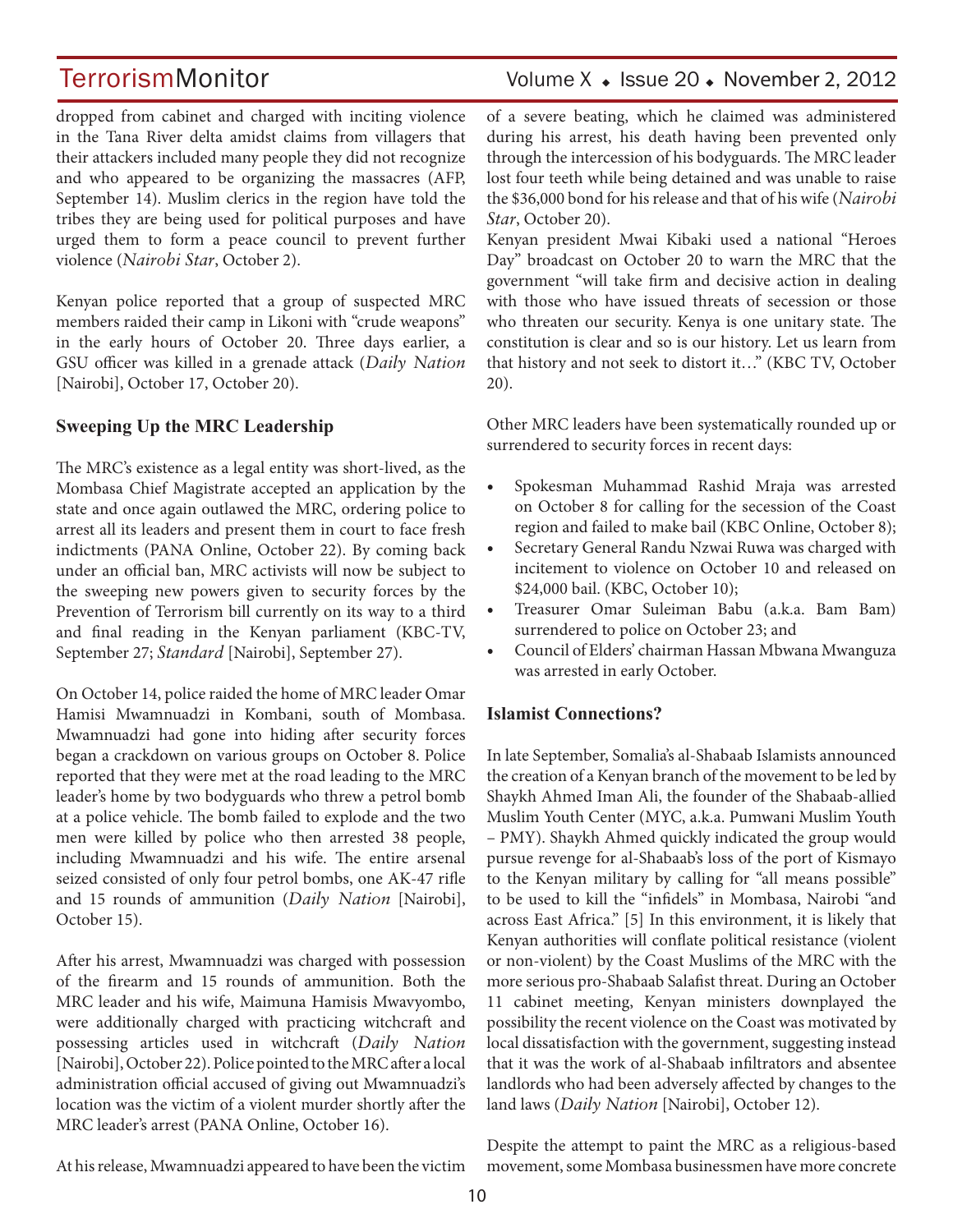dropped from cabinet and charged with inciting violence in the Tana River delta amidst claims from villagers that their attackers included many people they did not recognize and who appeared to be organizing the massacres (AFP, September 14). Muslim clerics in the region have told the tribes they are being used for political purposes and have urged them to form a peace council to prevent further violence (*Nairobi Star*, October 2).

Kenyan police reported that a group of suspected MRC members raided their camp in Likoni with "crude weapons" in the early hours of October 20. Three days earlier, a GSU officer was killed in a grenade attack (*Daily Nation* [Nairobi], October 17, October 20).

### Sweeping Up the MRC Leadership

The MRC's existence as a legal entity was short-lived, as the Mombasa Chief Magistrate accepted an application by the state and once again outlawed the MRC, ordering police to arrest all its leaders and present them in court to face fresh indictments (PANA Online, October 22). By coming back under an official ban, MRC activists will now be subject to the sweeping new powers given to security forces by the Prevention of Terrorism bill currently on its way to a third and final reading in the Kenyan parliament (KBC-TV, September 27; *Standard* [Nairobi], September 27).

On October 14, police raided the home of MRC leader Omar Hamisi Mwamnuadzi in Kombani, south of Mombasa. Mwamnuadzi had gone into hiding after security forces began a crackdown on various groups on October 8. Police reported that they were met at the road leading to the MRC leader's home by two bodyguards who threw a petrol bomb at a police vehicle. The bomb failed to explode and the two men were killed by police who then arrested 38 people, including Mwamnuadzi and his wife. The entire arsenal seized consisted of only four petrol bombs, one AK-47 rifle and 15 rounds of ammunition (*Daily Nation* [Nairobi], October 15).

After his arrest, Mwamnuadzi was charged with possession of the firearm and 15 rounds of ammunition. Both the MRC leader and his wife, Maimuna Hamisis Mwavyombo, were additionally charged with practicing witchcraft and possessing articles used in witchcraft (*Daily Nation* [Nairobi], October 22). Police pointed to the MRC after a local administration official accused of giving out Mwamnuadzi's location was the victim of a violent murder shortly after the MRC leader's arrest (PANA Online, October 16).

At his release, Mwamnuadzi appeared to have been the victim of a severe beating, which he claimed was administered during his arrest, his death having been prevented only through the intercession of his bodyguards. The MRC leader lost four teeth while being detained and was unable to raise the $36,000 bond for his release and that of his wife (*Nairobi Star*, October 20).

Kenyan president Mwai Kibaki used a national "Heroes Day" broadcast on October 20 to warn the MRC that the government "will take firm and decisive action in dealing with those who have issued threats of secession or those who threaten our security. Kenya is one unitary state. The constitution is clear and so is our history. Let us learn from that history and not seek to distort it…" (KBC TV, October 20).

Other MRC leaders have been systematically rounded up or surrendered to security forces in recent days:

- Spokesman Muhammad Rashid Mraja was arrested on October 8 for calling for the secession of the Coast region and failed to make bail (KBC Online, October 8);
- Secretary General Randu Nzwai Ruwa was charged with incitement to violence on October 10 and released on $24,000 bail. (KBC, October 10);
- Treasurer Omar Suleiman Babu (a.k.a. Bam Bam) surrendered to police on October 23; and
- Council of Elders' chairman Hassan Mbwana Mwanguza was arrested in early October.

### Islamist Connections?

In late September, Somalia's al-Shabaab Islamists announced the creation of a Kenyan branch of the movement to be led by Shaykh Ahmed Iman Ali, the founder of the Shabaab-allied Muslim Youth Center (MYC, a.k.a. Pumwani Muslim Youth – PMY). Shaykh Ahmed quickly indicated the group would pursue revenge for al-Shabaab's loss of the port of Kismayo to the Kenyan military by calling for "all means possible" to be used to kill the "infidels" in Mombasa, Nairobi "and across East Africa." [5] In this environment, it is likely that Kenyan authorities will conflate political resistance (violent or non-violent) by the Coast Muslims of the MRC with the more serious pro-Shabaab Salafist threat. During an October 11 cabinet meeting, Kenyan ministers downplayed the possibility the recent violence on the Coast was motivated by local dissatisfaction with the government, suggesting instead that it was the work of al-Shabaab infiltrators and absentee landlords who had been adversely affected by changes to the land laws (*Daily Nation* [Nairobi], October 12).

Despite the attempt to paint the MRC as a religious-based movement, some Mombasa businessmen have more concrete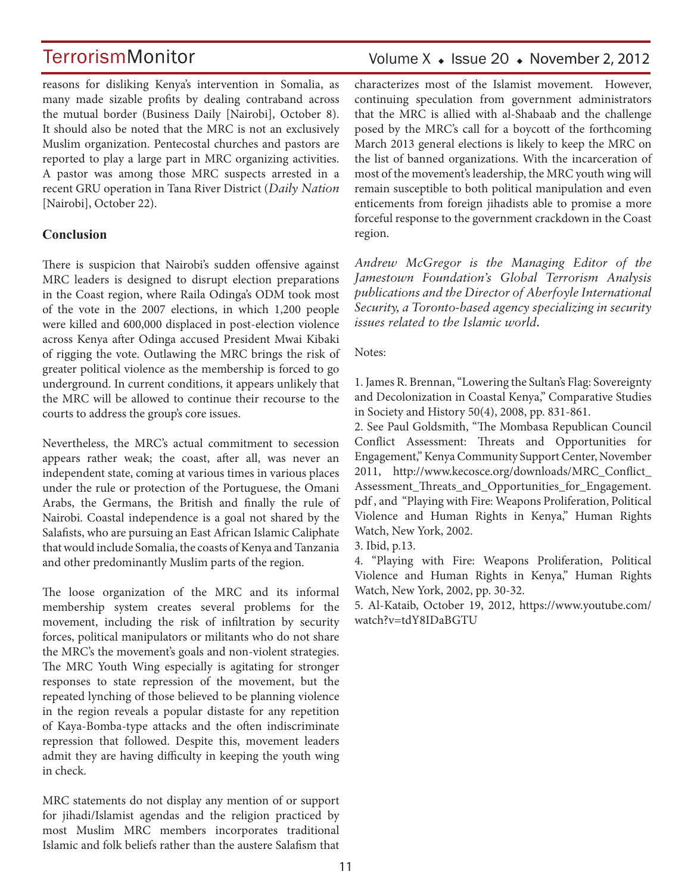reasons for disliking Kenya's intervention in Somalia, as many made sizable profits by dealing contraband across the mutual border (Business Daily [Nairobi], October 8). It should also be noted that the MRC is not an exclusively Muslim organization. Pentecostal churches and pastors are reported to play a large part in MRC organizing activities. A pastor was among those MRC suspects arrested in a recent GRU operation in Tana River District (*Daily Nation* [Nairobi], October 22).

## Conclusion

There is suspicion that Nairobi's sudden offensive against MRC leaders is designed to disrupt election preparations in the Coast region, where Raila Odinga's ODM took most of the vote in the 2007 elections, in which 1,200 people were killed and 600,000 displaced in post-election violence across Kenya after Odinga accused President Mwai Kibaki of rigging the vote. Outlawing the MRC brings the risk of greater political violence as the membership is forced to go underground. In current conditions, it appears unlikely that the MRC will be allowed to continue their recourse to the courts to address the group's core issues.

Nevertheless, the MRC's actual commitment to secession appears rather weak; the coast, after all, was never an independent state, coming at various times in various places under the rule or protection of the Portuguese, the Omani Arabs, the Germans, the British and finally the rule of Nairobi. Coastal independence is a goal not shared by the Salafists, who are pursuing an East African Islamic Caliphate that would include Somalia, the coasts of Kenya and Tanzania and other predominantly Muslim parts of the region.

The loose organization of the MRC and its informal membership system creates several problems for the movement, including the risk of infiltration by security forces, political manipulators or militants who do not share the MRC's the movement's goals and non-violent strategies. The MRC Youth Wing especially is agitating for stronger responses to state repression of the movement, but the repeated lynching of those believed to be planning violence in the region reveals a popular distaste for any repetition of Kaya-Bomba-type attacks and the often indiscriminate repression that followed. Despite this, movement leaders admit they are having difficulty in keeping the youth wing in check.

MRC statements do not display any mention of or support for jihadi/Islamist agendas and the religion practiced by most Muslim MRC members incorporates traditional Islamic and folk beliefs rather than the austere Salafism that characterizes most of the Islamist movement. However, continuing speculation from government administrators that the MRC is allied with al-Shabaab and the challenge posed by the MRC's call for a boycott of the forthcoming March 2013 general elections is likely to keep the MRC on the list of banned organizations. With the incarceration of most of the movement's leadership, the MRC youth wing will remain susceptible to both political manipulation and even enticements from foreign jihadists able to promise a more forceful response to the government crackdown in the Coast region.

*Andrew McGregor is the Managing Editor of the Jamestown Foundation's Global Terrorism Analysis publications and the Director of Aberfoyle International Security, a Toronto-based agency specializing in security issues related to the Islamic world.*

Notes:

1. James R. Brennan, "Lowering the Sultan's Flag: Sovereignty and Decolonization in Coastal Kenya," Comparative Studies in Society and History 50(4), 2008, pp. 831-861.
2. See Paul Goldsmith, "The Mombasa Republican Council Conflict Assessment: Threats and Opportunities for Engagement," Kenya Community Support Center, November 2011, http://www.kecosce.org/downloads/MRC_Conflict_Assessment_Threats_and_Opportunities_for_Engagement.pdf , and "Playing with Fire: Weapons Proliferation, Political Violence and Human Rights in Kenya," Human Rights Watch, New York, 2002.
3. Ibid, p.13.
4. "Playing with Fire: Weapons Proliferation, Political Violence and Human Rights in Kenya," Human Rights Watch, New York, 2002, pp. 30-32.
5. Al-Kataib, October 19, 2012, https://www.youtube.com/watch?v=tdY8IDaBGTU